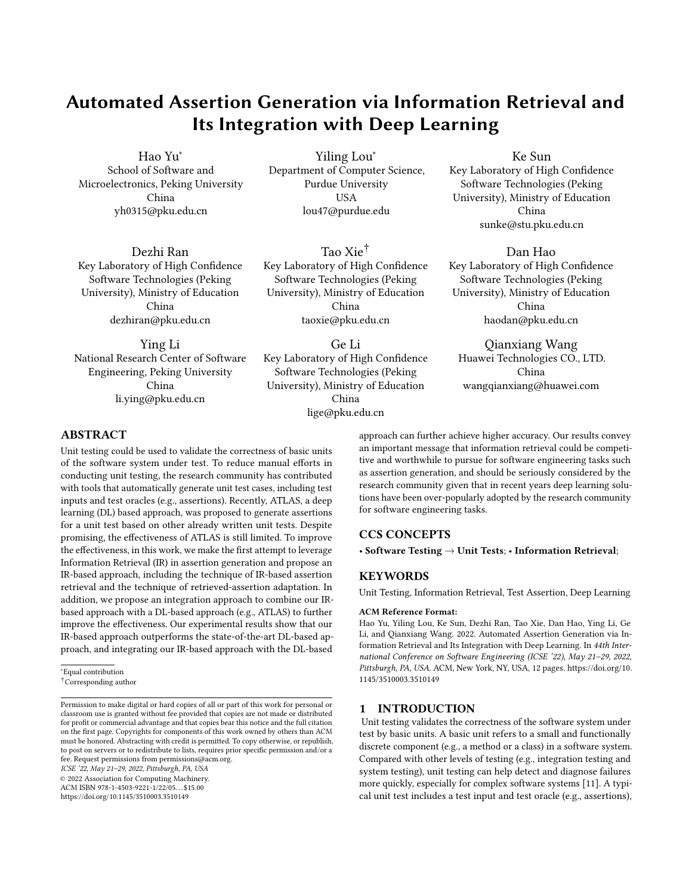# Automated Assertion Generation via Information Retrieval and Its Integration with Deep Learning

Hao Yu*
School of Software and Microelectronics, Peking University
China
yh0315@pku.edu.cn

Yiling Lou*
Department of Computer Science, Purdue University
USA
lou47@purdue.edu

Ke Sun
Key Laboratory of High Confidence Software Technologies (Peking University), Ministry of Education
China
sunke@stu.pku.edu.cn

Dezhi Ran
Key Laboratory of High Confidence Software Technologies (Peking University), Ministry of Education
China
dezhiran@pku.edu.cn

Tao Xie†
Key Laboratory of High Confidence Software Technologies (Peking University), Ministry of Education
China
taoxie@pku.edu.cn

Dan Hao
Key Laboratory of High Confidence Software Technologies (Peking University), Ministry of Education
China
haodan@pku.edu.cn

Ying Li
National Research Center of Software Engineering, Peking University
China
li.ying@pku.edu.cn

Ge Li
Key Laboratory of High Confidence Software Technologies (Peking University), Ministry of Education
China
lige@pku.edu.cn

Qianxiang Wang
Huawei Technologies CO., LTD.
China
wangqianxiang@huawei.com

## ABSTRACT

Unit testing could be used to validate the correctness of basic units of the software system under test. To reduce manual efforts in conducting unit testing, the research community has contributed with tools that automatically generate unit test cases, including test inputs and test oracles (e.g., assertions). Recently, ATLAS, a deep learning (DL) based approach, was proposed to generate assertions for a unit test based on other already written unit tests. Despite promising, the effectiveness of ATLAS is still limited. To improve the effectiveness, in this work, we make the first attempt to leverage Information Retrieval (IR) in assertion generation and propose an IR-based approach, including the technique of IR-based assertion retrieval and the technique of retrieved-assertion adaptation. In addition, we propose an integration approach to combine our IR-based approach with a DL-based approach (e.g., ATLAS) to further improve the effectiveness. Our experimental results show that our IR-based approach outperforms the state-of-the-art DL-based approach, and integrating our IR-based approach with the DL-based approach can further achieve higher accuracy. Our results convey an important message that information retrieval could be competitive and worthwhile to pursue for software engineering tasks such as assertion generation, and should be seriously considered by the research community given that in recent years deep learning solutions have been over-popularly adopted by the research community for software engineering tasks.

## CCS CONCEPTS

• **Software Testing** → **Unit Tests**; • **Information Retrieval**;

## KEYWORDS

Unit Testing, Information Retrieval, Test Assertion, Deep Learning

**ACM Reference Format:**
Hao Yu, Yiling Lou, Ke Sun, Dezhi Ran, Tao Xie, Dan Hao, Ying Li, Ge Li, and Qianxiang Wang. 2022. Automated Assertion Generation via Information Retrieval and Its Integration with Deep Learning. In *44th International Conference on Software Engineering (ICSE '22), May 21–29, 2022, Pittsburgh, PA, USA.* ACM, New York, NY, USA, 12 pages. https://doi.org/10.1145/3510003.3510149

*Equal contribution
†Corresponding author

Permission to make digital or hard copies of all or part of this work for personal or classroom use is granted without fee provided that copies are not made or distributed for profit or commercial advantage and that copies bear this notice and the full citation on the first page. Copyrights for components of this work owned by others than ACM must be honored. Abstracting with credit is permitted. To copy otherwise, or republish, to post on servers or to redistribute to lists, requires prior specific permission and/or a fee. Request permissions from permissions@acm.org.
*ICSE '22, May 21–29, 2022, Pittsburgh, PA, USA*
© 2022 Association for Computing Machinery.
ACM ISBN 978-1-4503-9221-1/22/05…$15.00
https://doi.org/10.1145/3510003.3510149

## 1 INTRODUCTION

Unit testing validates the correctness of the software system under test by basic units. A basic unit refers to a small and functionally discrete component (e.g., a method or a class) in a software system. Compared with other levels of testing (e.g., integration testing and system testing), unit testing can help detect and diagnose failures more quickly, especially for complex software systems [11]. A typical unit test includes a test input and test oracle (e.g., assertions),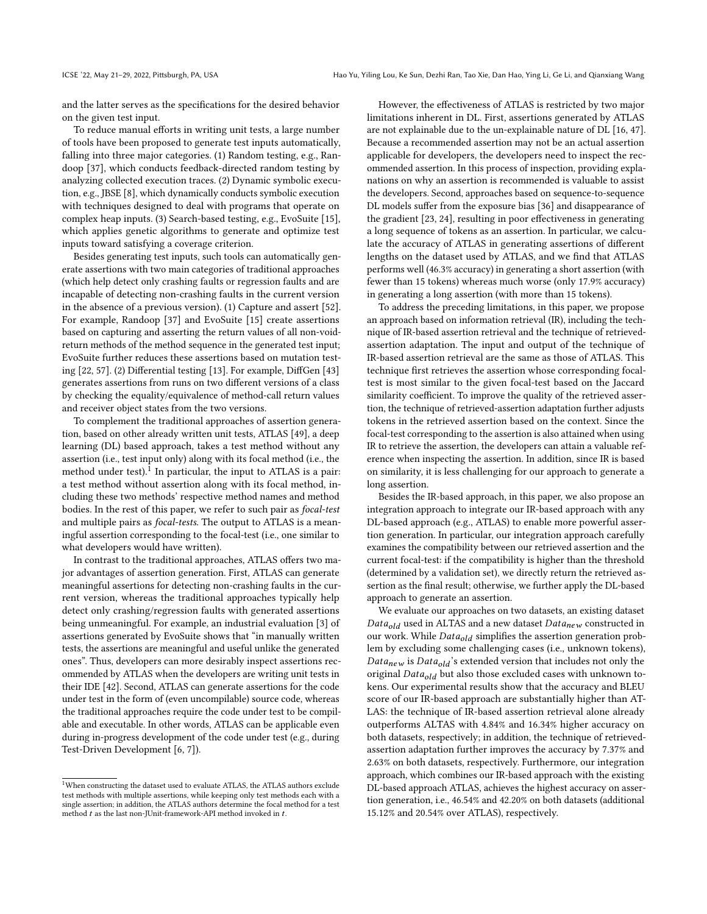and the latter serves as the specifications for the desired behavior on the given test input.

To reduce manual efforts in writing unit tests, a large number of tools have been proposed to generate test inputs automatically, falling into three major categories. (1) Random testing, e.g., Randoop [37], which conducts feedback-directed random testing by analyzing collected execution traces. (2) Dynamic symbolic execution, e.g., JBSE [8], which dynamically conducts symbolic execution with techniques designed to deal with programs that operate on complex heap inputs. (3) Search-based testing, e.g., EvoSuite [15], which applies genetic algorithms to generate and optimize test inputs toward satisfying a coverage criterion.

Besides generating test inputs, such tools can automatically generate assertions with two main categories of traditional approaches (which help detect only crashing faults or regression faults and are incapable of detecting non-crashing faults in the current version in the absence of a previous version). (1) Capture and assert [52]. For example, Randoop [37] and EvoSuite [15] create assertions based on capturing and asserting the return values of all non-void-return methods of the method sequence in the generated test input; EvoSuite further reduces these assertions based on mutation testing [22, 57]. (2) Differential testing [13]. For example, DiffGen [43] generates assertions from runs on two different versions of a class by checking the equality/equivalence of method-call return values and receiver object states from the two versions.

To complement the traditional approaches of assertion generation, based on other already written unit tests, ATLAS [49], a deep learning (DL) based approach, takes a test method without any assertion (i.e., test input only) along with its focal method (i.e., the method under test).[1] In particular, the input to ATLAS is a pair: a test method without assertion along with its focal method, including these two methods' respective method names and method bodies. In the rest of this paper, we refer to such pair as *focal-test* and multiple pairs as *focal-tests*. The output to ATLAS is a meaningful assertion corresponding to the focal-test (i.e., one similar to what developers would have written).

In contrast to the traditional approaches, ATLAS offers two major advantages of assertion generation. First, ATLAS can generate meaningful assertions for detecting non-crashing faults in the current version, whereas the traditional approaches typically help detect only crashing/regression faults with generated assertions being unmeaningful. For example, an industrial evaluation [3] of assertions generated by EvoSuite shows that "in manually written tests, the assertions are meaningful and useful unlike the generated ones". Thus, developers can more desirably inspect assertions recommended by ATLAS when the developers are writing unit tests in their IDE [42]. Second, ATLAS can generate assertions for the code under test in the form of (even uncompilable) source code, whereas the traditional approaches require the code under test to be compilable and executable. In other words, ATLAS can be applicable even during in-progress development of the code under test (e.g., during Test-Driven Development [6, 7]).

However, the effectiveness of ATLAS is restricted by two major limitations inherent in DL. First, assertions generated by ATLAS are not explainable due to the un-explainable nature of DL [16, 47]. Because a recommended assertion may not be an actual assertion applicable for developers, the developers need to inspect the recommended assertion. In this process of inspection, providing explanations on why an assertion is recommended is valuable to assist the developers. Second, approaches based on sequence-to-sequence DL models suffer from the exposure bias [36] and disappearance of the gradient [23, 24], resulting in poor effectiveness in generating a long sequence of tokens as an assertion. In particular, we calculate the accuracy of ATLAS in generating assertions of different lengths on the dataset used by ATLAS, and we find that ATLAS performs well (46.3% accuracy) in generating a short assertion (with fewer than 15 tokens) whereas much worse (only 17.9% accuracy) in generating a long assertion (with more than 15 tokens).

To address the preceding limitations, in this paper, we propose an approach based on information retrieval (IR), including the technique of IR-based assertion retrieval and the technique of retrieved-assertion adaptation. The input and output of the technique of IR-based assertion retrieval are the same as those of ATLAS. This technique first retrieves the assertion whose corresponding focal-test is most similar to the given focal-test based on the Jaccard similarity coefficient. To improve the quality of the retrieved assertion, the technique of retrieved-assertion adaptation further adjusts tokens in the retrieved assertion based on the context. Since the focal-test corresponding to the assertion is also attained when using IR to retrieve the assertion, the developers can attain a valuable reference when inspecting the assertion. In addition, since IR is based on similarity, it is less challenging for our approach to generate a long assertion.

Besides the IR-based approach, in this paper, we also propose an integration approach to integrate our IR-based approach with any DL-based approach (e.g., ATLAS) to enable more powerful assertion generation. In particular, our integration approach carefully examines the compatibility between our retrieved assertion and the current focal-test: if the compatibility is higher than the threshold (determined by a validation set), we directly return the retrieved assertion as the final result; otherwise, we further apply the DL-based approach to generate an assertion.

We evaluate our approaches on two datasets, an existing dataset $Data_{old}$ used in ALTAS and a new dataset $Data_{new}$ constructed in our work. While $Data_{old}$ simplifies the assertion generation problem by excluding some challenging cases (i.e., unknown tokens), $Data_{new}$ is $Data_{old}$'s extended version that includes not only the original $Data_{old}$ but also those excluded cases with unknown tokens. Our experimental results show that the accuracy and BLEU score of our IR-based approach are substantially higher than ATLAS: the technique of IR-based assertion retrieval alone already outperforms ALTAS with 4.84% and 16.34% higher accuracy on both datasets, respectively; in addition, the technique of retrieved-assertion adaptation further improves the accuracy by 7.37% and 2.63% on both datasets, respectively. Furthermore, our integration approach, which combines our IR-based approach with the existing DL-based approach ATLAS, achieves the highest accuracy on assertion generation, i.e., 46.54% and 42.20% on both datasets (additional 15.12% and 20.54% over ATLAS), respectively.

[1] When constructing the dataset used to evaluate ATLAS, the ATLAS authors exclude test methods with multiple assertions, while keeping only test methods each with a single assertion; in addition, the ATLAS authors determine the focal method for a test method $t$ as the last non-JUnit-framework-API method invoked in $t$.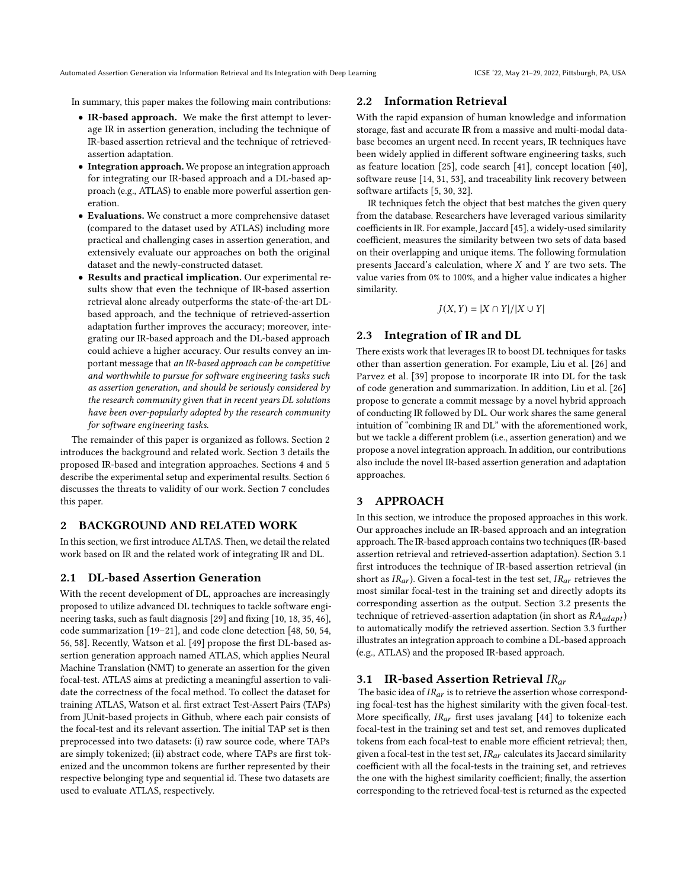In summary, this paper makes the following main contributions:

- **IR-based approach.** We make the first attempt to leverage IR in assertion generation, including the technique of IR-based assertion retrieval and the technique of retrieved-assertion adaptation.
- **Integration approach.** We propose an integration approach for integrating our IR-based approach and a DL-based approach (e.g., ATLAS) to enable more powerful assertion generation.
- **Evaluations.** We construct a more comprehensive dataset (compared to the dataset used by ATLAS) including more practical and challenging cases in assertion generation, and extensively evaluate our approaches on both the original dataset and the newly-constructed dataset.
- **Results and practical implication.** Our experimental results show that even the technique of IR-based assertion retrieval alone already outperforms the state-of-the-art DL-based approach, and the technique of retrieved-assertion adaptation further improves the accuracy; moreover, integrating our IR-based approach and the DL-based approach could achieve a higher accuracy. Our results convey an important message that *an IR-based approach can be competitive and worthwhile to pursue for software engineering tasks such as assertion generation, and should be seriously considered by the research community given that in recent years DL solutions have been over-popularly adopted by the research community for software engineering tasks*.

The remainder of this paper is organized as follows. Section 2 introduces the background and related work. Section 3 details the proposed IR-based and integration approaches. Sections 4 and 5 describe the experimental setup and experimental results. Section 6 discusses the threats to validity of our work. Section 7 concludes this paper.

## 2 BACKGROUND AND RELATED WORK

In this section, we first introduce ALTAS. Then, we detail the related work based on IR and the related work of integrating IR and DL.

### 2.1 DL-based Assertion Generation

With the recent development of DL, approaches are increasingly proposed to utilize advanced DL techniques to tackle software engineering tasks, such as fault diagnosis [29] and fixing [10, 18, 35, 46], code summarization [19–21], and code clone detection [48, 50, 54, 56, 58]. Recently, Watson et al. [49] propose the first DL-based assertion generation approach named ATLAS, which applies Neural Machine Translation (NMT) to generate an assertion for the given focal-test. ATLAS aims at predicting a meaningful assertion to validate the correctness of the focal method. To collect the dataset for training ATLAS, Watson et al. first extract Test-Assert Pairs (TAPs) from JUnit-based projects in Github, where each pair consists of the focal-test and its relevant assertion. The initial TAP set is then preprocessed into two datasets: (i) raw source code, where TAPs are simply tokenized; (ii) abstract code, where TAPs are first tokenized and the uncommon tokens are further represented by their respective belonging type and sequential id. These two datasets are used to evaluate ATLAS, respectively.

### 2.2 Information Retrieval

With the rapid expansion of human knowledge and information storage, fast and accurate IR from a massive and multi-modal database becomes an urgent need. In recent years, IR techniques have been widely applied in different software engineering tasks, such as feature location [25], code search [41], concept location [40], software reuse [14, 31, 53], and traceability link recovery between software artifacts [5, 30, 32].

IR techniques fetch the object that best matches the given query from the database. Researchers have leveraged various similarity coefficients in IR. For example, Jaccard [45], a widely-used similarity coefficient, measures the similarity between two sets of data based on their overlapping and unique items. The following formulation presents Jaccard's calculation, where $X$ and $Y$ are two sets. The value varies from 0% to 100%, and a higher value indicates a higher similarity.

$$J(X, Y) = |X \cap Y| / |X \cup Y|$$

### 2.3 Integration of IR and DL

There exists work that leverages IR to boost DL techniques for tasks other than assertion generation. For example, Liu et al. [26] and Parvez et al. [39] propose to incorporate IR into DL for the task of code generation and summarization. In addition, Liu et al. [26] propose to generate a commit message by a novel hybrid approach of conducting IR followed by DL. Our work shares the same general intuition of "combining IR and DL" with the aforementioned work, but we tackle a different problem (i.e., assertion generation) and we propose a novel integration approach. In addition, our contributions also include the novel IR-based assertion generation and adaptation approaches.

## 3 APPROACH

In this section, we introduce the proposed approaches in this work. Our approaches include an IR-based approach and an integration approach. The IR-based approach contains two techniques (IR-based assertion retrieval and retrieved-assertion adaptation). Section 3.1 first introduces the technique of IR-based assertion retrieval (in short as $IR_{ar}$). Given a focal-test in the test set, $IR_{ar}$ retrieves the most similar focal-test in the training set and directly adopts its corresponding assertion as the output. Section 3.2 presents the technique of retrieved-assertion adaptation (in short as $RA_{adapt}$) to automatically modify the retrieved assertion. Section 3.3 further illustrates an integration approach to combine a DL-based approach (e.g., ATLAS) and the proposed IR-based approach.

### 3.1 IR-based Assertion Retrieval $IR_{ar}$

The basic idea of $IR_{ar}$ is to retrieve the assertion whose corresponding focal-test has the highest similarity with the given focal-test. More specifically, $IR_{ar}$ first uses javalang [44] to tokenize each focal-test in the training set and test set, and removes duplicated tokens from each focal-test to enable more efficient retrieval; then, given a focal-test in the test set, $IR_{ar}$ calculates its Jaccard similarity coefficient with all the focal-tests in the training set, and retrieves the one with the highest similarity coefficient; finally, the assertion corresponding to the retrieved focal-test is returned as the expected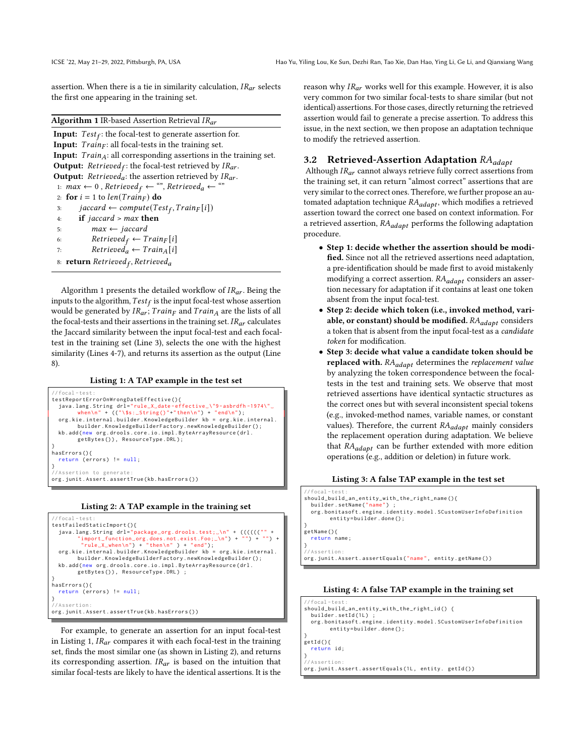assertion. When there is a tie in similarity calculation, $IR_{ar}$ selects the first one appearing in the training set.

**Algorithm 1** IR-based Assertion Retrieval $IR_{ar}$

**Input:** $Test_f$: the focal-test to generate assertion for.
**Input:** $Train_F$: all focal-tests in the training set.
**Input:** $Train_A$: all corresponding assertions in the training set.
**Output:** $Retrieved_f$: the focal-test retrieved by $IR_{ar}$.
**Output:** $Retrieved_a$: the assertion retrieved by $IR_{ar}$.

1: $max \leftarrow 0$ , $Retrieved_f \leftarrow$ "", $Retrieved_a \leftarrow$ ""
2: **for** $i = 1$ to $len(Train_F)$ **do**
3: $\quad jaccard \leftarrow compute(Test_f, Train_F[i])$
4: $\quad$ **if** $jaccard > max$ **then**
5: $\quad\quad max \leftarrow jaccard$
6: $\quad\quad Retrieved_f \leftarrow Train_F[i]$
7: $\quad\quad Retrieved_a \leftarrow Train_A[i]$
8: **return** $Retrieved_f, Retrieved_a$

Algorithm 1 presents the detailed workflow of $IR_{ar}$. Being the inputs to the algorithm, $Test_f$ is the input focal-test whose assertion would be generated by $IR_{ar}$; $Train_F$ and $Train_A$ are the lists of all the focal-tests and their assertions in the training set. $IR_{ar}$ calculates the Jaccard similarity between the input focal-test and each focal-test in the training set (Line 3), selects the one with the highest similarity (Lines 4-7), and returns its assertion as the output (Line 8).

**Listing 1: A TAP example in the test set**

```
//focal-test:
testReportErrorOnWrongDateEffective(){
  java.lang.String drl="rule_X_date-effective_\"9-asbrdfh-1974\"_
        when\n" + (("\$s:_String()"+"then\n") + "end\n");
  org.kie.internal.builder.KnowledgeBuilder kb = org.kie.internal.
        builder.KnowledgeBuilderFactory.newKnowledgeBuilder();
  kb.add(new org.drools.core.io.impl.ByteArrayResource(drl.
        getBytes()), ResourceType.DRL);
}
hasErrors(){
  return (errors) != null;
}
//Assertion to generate:
org.junit.Assert.assertTrue(kb.hasErrors())
```

**Listing 2: A TAP example in the training set**

```
//focal-test:
testFailedStaticImport(){
  java.lang.String drl="package_org.drools.test;_\n" + ((((((""  +
        "import_function_org.does.not.exist.Foo;_\n") + "") + "") +
         "rule_X_when\n") + "then\n" ) + "end");
  org.kie.internal.builder.KnowledgeBuilder kb = org.kie.internal.
        builder.KnowledgeBuilderFactory.newKnowledgeBuilder();
  kb.add(new org.drools.core.io.impl.ByteArrayResource(drl.
        getBytes()), ResourceType.DRL) ;
}
hasErrors(){
  return (errors) != null;
}
//Assertion:
org.junit.Assert.assertTrue(kb.hasErrors())
```

For example, to generate an assertion for an input focal-test in Listing 1, $IR_{ar}$ compares it with each focal-test in the training set, finds the most similar one (as shown in Listing 2), and returns its corresponding assertion. $IR_{ar}$ is based on the intuition that similar focal-tests are likely to have the identical assertions. It is the reason why $IR_{ar}$ works well for this example. However, it is also very common for two similar focal-tests to share similar (but not identical) assertions. For those cases, directly returning the retrieved assertion would fail to generate a precise assertion. To address this issue, in the next section, we then propose an adaptation technique to modify the retrieved assertion.

### 3.2 Retrieved-Assertion Adaptation $RA_{adapt}$

Although $IR_{ar}$ cannot always retrieve fully correct assertions from the training set, it can return "almost correct" assertions that are very similar to the correct ones. Therefore, we further propose an automated adaptation technique $RA_{adapt}$, which modifies a retrieved assertion toward the correct one based on context information. For a retrieved assertion, $RA_{adapt}$ performs the following adaptation procedure.

- **Step 1: decide whether the assertion should be modified.** Since not all the retrieved assertions need adaptation, a pre-identification should be made first to avoid mistakenly modifying a correct assertion. $RA_{adapt}$ considers an assertion necessary for adaptation if it contains at least one token absent from the input focal-test.
- **Step 2: decide which token (i.e., invoked method, variable, or constant) should be modified.** $RA_{adapt}$ considers a token that is absent from the input focal-test as a *candidate token* for modification.
- **Step 3: decide what value a candidate token should be replaced with.** $RA_{adapt}$ determines the *replacement value* by analyzing the token correspondence between the focal-tests in the test and training sets. We observe that most retrieved assertions have identical syntactic structures as the correct ones but with several inconsistent special tokens (e.g., invoked-method names, variable names, or constant values). Therefore, the current $RA_{adapt}$ mainly considers the replacement operation during adaptation. We believe that $RA_{adapt}$ can be further extended with more edition operations (e.g., addition or deletion) in future work.

**Listing 3: A false TAP example in the test set**

```
//focal-test:
should_build_an_entity_with_the_right_name(){
  builder.setName("name") ;
  org.bonitasoft.engine.identity.model.SCustomUserInfoDefinition
        entity=builder.done();
}
getName(){
  return name;
}
//Assertion:
org.junit.Assert.assertEquals("name", entity.getName())
```

**Listing 4: A false TAP example in the training set**

```
//focal-test:
should_build_an_entity_with_the_right_id() {
  builder.setId(1L) ;
  org.bonitasoft.engine.identity.model.SCustomUserInfoDefinition
        entity=builder.done();
}
getId(){
  return id;
}
//Assertion:
org.junit.Assert.assertEquals(1L, entity. getId())
```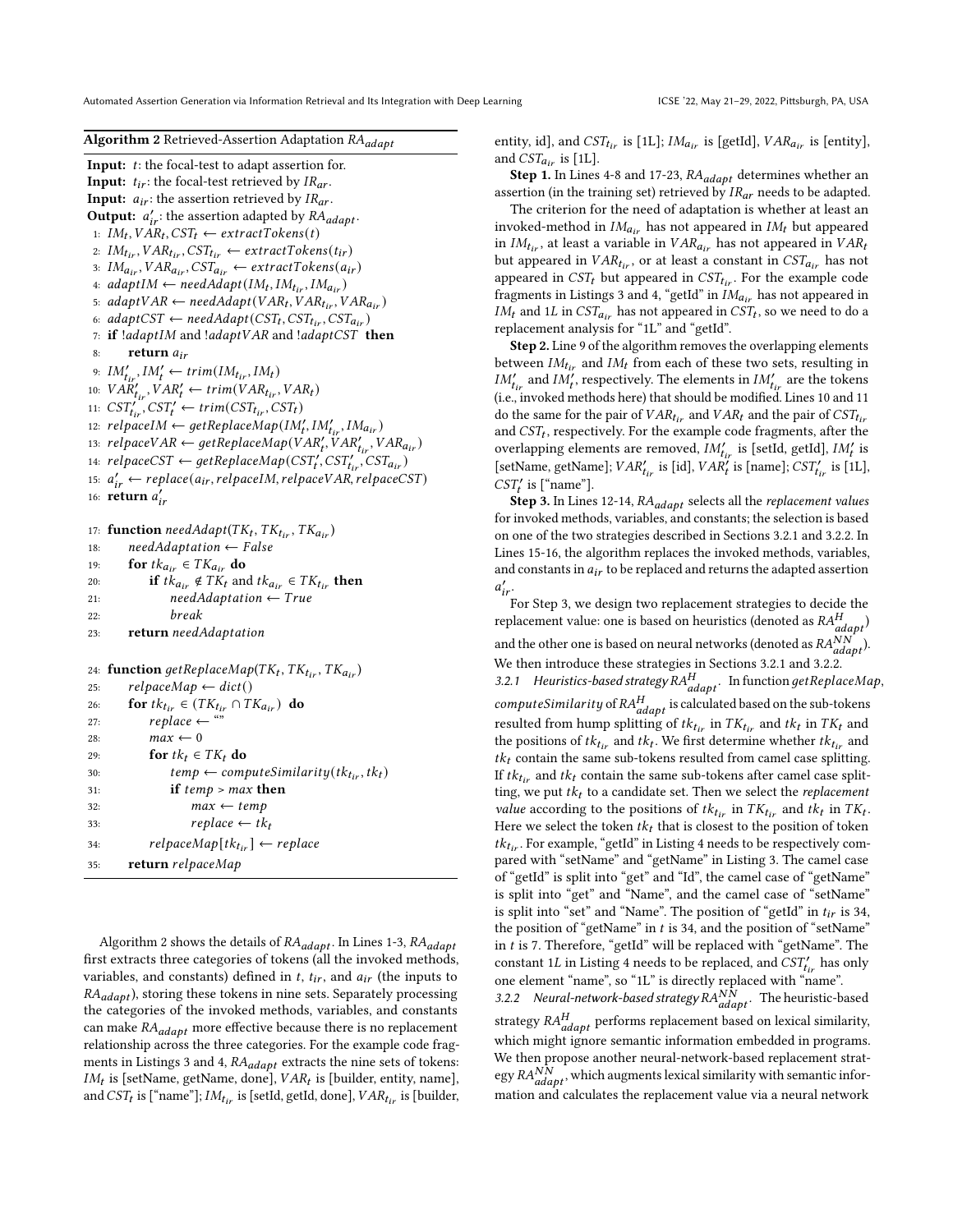**Algorithm 2** Retrieved-Assertion Adaptation $RA_{adapt}$

```
Input: t: the focal-test to adapt assertion for.
Input: t_ir: the focal-test retrieved by IR_ar.
Input: a_ir: the assertion retrieved by IR_ar.
Output: a'_ir: the assertion adapted by RA_adapt.
 1: IM_t, VAR_t, CST_t ← extractTokens(t)
 2: IM_tir, VAR_tir, CST_tir ← extractTokens(t_ir)
 3: IM_air, VAR_air, CST_air ← extractTokens(a_ir)
 4: adaptIM ← needAdapt(IM_t, IM_tir, IM_air)
 5: adaptVAR ← needAdapt(VAR_t, VAR_tir, VAR_air)
 6: adaptCST ← needAdapt(CST_t, CST_tir, CST_air)
 7: if !adaptIM and !adaptVAR and !adaptCST then
 8:     return a_ir
 9: IM'_tir, IM'_t ← trim(IM_tir, IM_t)
10: VAR'_tir, VAR'_t ← trim(VAR_tir, VAR_t)
11: CST'_tir, CST'_t ← trim(CST_tir, CST_t)
12: relpaceIM ← getReplaceMap(IM'_t, IM'_tir, IM_air)
13: relpaceVAR ← getReplaceMap(VAR'_t, VAR'_tir, VAR_air)
14: relpaceCST ← getReplaceMap(CST'_t, CST'_tir, CST_air)
15: a'_ir ← replace(a_ir, relpaceIM, relpaceVAR, relpaceCST)
16: return a'_ir

17: function needAdapt(TK_t, TK_tir, TK_air)
18:     needAdaptation ← False
19:     for tk_air ∈ TK_air do
20:         if tk_air ∉ TK_t and tk_air ∈ TK_tir then
21:             needAdaptation ← True
22:             break
23:     return needAdaptation

24: function getReplaceMap(TK_t, TK_tir, TK_air)
25:     relpaceMap ← dict()
26:     for tk_tir ∈ (TK_tir ∩ TK_air) do
27:         replace ← ""
28:         max ← 0
29:         for tk_t ∈ TK_t do
30:             temp ← computeSimilarity(tk_tir, tk_t)
31:             if temp > max then
32:                 max ← temp
33:                 replace ← tk_t
34:         relpaceMap[tk_tir] ← replace
35:     return relpaceMap
```

Algorithm 2 shows the details of $RA_{adapt}$. In Lines 1-3, $RA_{adapt}$ first extracts three categories of tokens (all the invoked methods, variables, and constants) defined in $t$, $t_{ir}$, and $a_{ir}$ (the inputs to $RA_{adapt}$), storing these tokens in nine sets. Separately processing the categories of the invoked methods, variables, and constants can make $RA_{adapt}$ more effective because there is no replacement relationship across the three categories. For the example code fragments in Listings 3 and 4, $RA_{adapt}$ extracts the nine sets of tokens: $IM_t$ is [setName, getName, done], $VAR_t$ is [builder, entity, name], and $CST_t$ is ["name"]; $IM_{t_{ir}}$ is [setId, getId, done], $VAR_{t_{ir}}$ is [builder, entity, id], and $CST_{t_{ir}}$ is [1L]; $IM_{a_{ir}}$ is [getId], $VAR_{a_{ir}}$ is [entity], and $CST_{a_{ir}}$ is [1L].

**Step 1.** In Lines 4-8 and 17-23, $RA_{adapt}$ determines whether an assertion (in the training set) retrieved by $IR_{ar}$ needs to be adapted.

The criterion for the need of adaptation is whether at least an invoked-method in $IM_{a_{ir}}$ has not appeared in $IM_t$ but appeared in $IM_{t_{ir}}$, at least a variable in $VAR_{a_{ir}}$ has not appeared in $VAR_t$ but appeared in $VAR_{t_{ir}}$, or at least a constant in $CST_{a_{ir}}$ has not appeared in $CST_t$ but appeared in $CST_{t_{ir}}$. For the example code fragments in Listings 3 and 4, "getId" in $IM_{a_{ir}}$ has not appeared in $IM_t$ and $1L$ in $CST_{a_{ir}}$ has not appeared in $CST_t$, so we need to do a replacement analysis for "1L" and "getId".

**Step 2.** Line 9 of the algorithm removes the overlapping elements between $IM_{t_{ir}}$ and $IM_t$ from each of these two sets, resulting in $IM'_{t_{ir}}$ and $IM'_t$, respectively. The elements in $IM'_{t_{ir}}$ are the tokens (i.e., invoked methods here) that should be modified. Lines 10 and 11 do the same for the pair of $VAR_{t_{ir}}$ and $VAR_t$ and the pair of $CST_{t_{ir}}$ and $CST_t$, respectively. For the example code fragments, after the overlapping elements are removed, $IM'_{t_{ir}}$ is [setId, getId], $IM'_t$ is [setName, getName]; $VAR'_{t_{ir}}$ is [id], $VAR'_t$ is [name]; $CST'_{t_{ir}}$ is [1L], $CST'_t$ is ["name"].

**Step 3.** In Lines 12-14, $RA_{adapt}$ selects all the *replacement values* for invoked methods, variables, and constants; the selection is based on one of the two strategies described in Sections 3.2.1 and 3.2.2. In Lines 15-16, the algorithm replaces the invoked methods, variables, and constants in $a_{ir}$ to be replaced and returns the adapted assertion $a'_{ir}$.

For Step 3, we design two replacement strategies to decide the replacement value: one is based on heuristics (denoted as $RA^H_{adapt}$) and the other one is based on neural networks (denoted as $RA^{NN}_{adapt}$). We then introduce these strategies in Sections 3.2.1 and 3.2.2.

#### 3.2.1 Heuristics-based strategy $RA^H_{adapt}$.

In function *getReplaceMap*, *computeSimilarity* of $RA^H_{adapt}$ is calculated based on the sub-tokens resulted from hump splitting of $tk_{t_{ir}}$ in $TK_{t_{ir}}$ and $tk_t$ in $TK_t$ and the positions of $tk_{t_{ir}}$ and $tk_t$. We first determine whether $tk_{t_{ir}}$ and $tk_t$ contain the same sub-tokens resulted from camel case splitting. If $tk_{t_{ir}}$ and $tk_t$ contain the same sub-tokens after camel case splitting, we put $tk_t$ to a candidate set. Then we select the *replacement value* according to the positions of $tk_{t_{ir}}$ in $TK_{t_{ir}}$ and $tk_t$ in $TK_t$. Here we select the token $tk_t$ that is closest to the position of token $tk_{t_{ir}}$. For example, "getId" in Listing 4 needs to be respectively compared with "setName" and "getName" in Listing 3. The camel case of "getId" is split into "get" and "Id", the camel case of "getName" is split into "get" and "Name", and the camel case of "setName" is split into "set" and "Name". The position of "getId" in $t_{ir}$ is 34, the position of "getName" in $t$ is 34, and the position of "setName" in $t$ is 7. Therefore, "getId" will be replaced with "getName". The constant $1L$ in Listing 4 needs to be replaced, and $CST'_{t_{ir}}$ has only one element "name", so "1L" is directly replaced with "name".

#### 3.2.2 Neural-network-based strategy $RA^{NN}_{adapt}$.

The heuristic-based strategy $RA^H_{adapt}$ performs replacement based on lexical similarity, which might ignore semantic information embedded in programs. We then propose another neural-network-based replacement strategy $RA^{NN}_{adapt}$, which augments lexical similarity with semantic information and calculates the replacement value via a neural network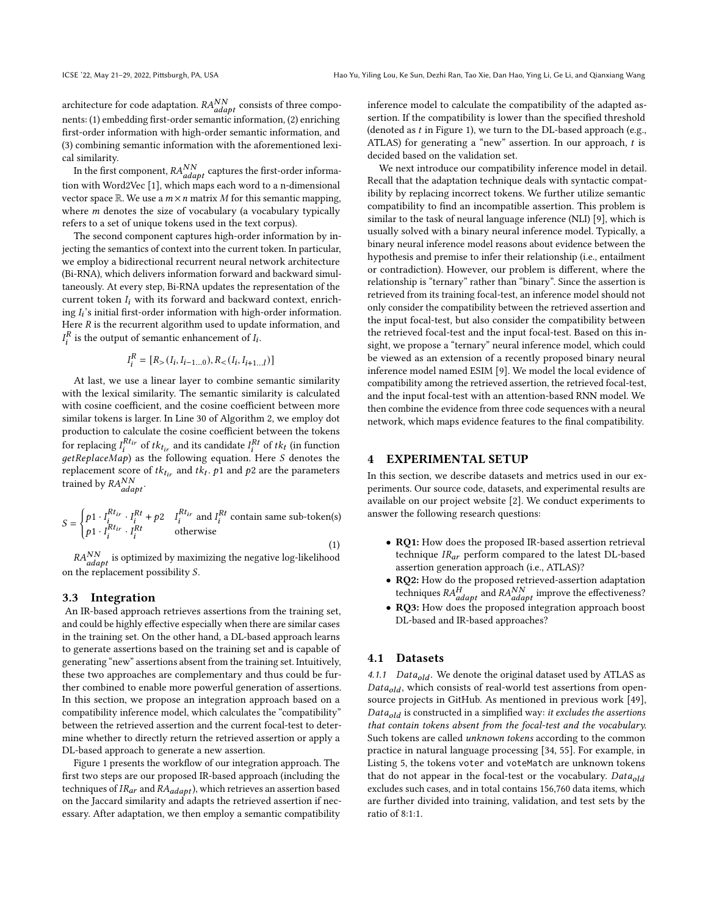architecture for code adaptation. $RA_{adapt}^{NN}$ consists of three components: (1) embedding first-order semantic information, (2) enriching first-order information with high-order semantic information, and (3) combining semantic information with the aforementioned lexical similarity.

In the first component, $RA_{adapt}^{NN}$ captures the first-order information with Word2Vec [1], which maps each word to a n-dimensional vector space $\mathbb{R}$. We use a $m \times n$ matrix $M$ for this semantic mapping, where $m$ denotes the size of vocabulary (a vocabulary typically refers to a set of unique tokens used in the text corpus).

The second component captures high-order information by injecting the semantics of context into the current token. In particular, we employ a bidirectional recurrent neural network architecture (Bi-RNA), which delivers information forward and backward simultaneously. At every step, Bi-RNA updates the representation of the current token $I_i$ with its forward and backward context, enriching $I_i$'s initial first-order information with high-order information. Here $R$ is the recurrent algorithm used to update information, and $I_i^R$ is the output of semantic enhancement of $I_i$.

$$I_i^R = [R_>(I_i, I_{i-1...0}), R_<(I_i, I_{i+1...I})]$$

At last, we use a linear layer to combine semantic similarity with the lexical similarity. The semantic similarity is calculated with cosine coefficient, and the cosine coefficient between more similar tokens is larger. In Line 30 of Algorithm 2, we employ dot production to calculate the cosine coefficient between the tokens for replacing $I_i^{Rt_{ir}}$ of $tk_{t_{ir}}$ and its candidate $I_i^{Rt}$ of $tk_t$ (in function *getReplaceMap*) as the following equation. Here $S$ denotes the replacement score of $tk_{t_{ir}}$ and $tk_t$. $p1$ and $p2$ are the parameters trained by $RA_{adapt}^{NN}$.

$$S = \begin{cases} p1 \cdot I_i^{Rt_{ir}} \cdot I_i^{Rt} + p2 & I_i^{Rt_{ir}} \text{ and } I_i^{Rt} \text{ contain same sub-token(s)} \\ p1 \cdot I_i^{Rt_{ir}} \cdot I_i^{Rt} & \text{otherwise} \end{cases} \tag{1}$$

$RA_{adapt}^{NN}$ is optimized by maximizing the negative log-likelihood on the replacement possibility $S$.

### 3.3 Integration

An IR-based approach retrieves assertions from the training set, and could be highly effective especially when there are similar cases in the training set. On the other hand, a DL-based approach learns to generate assertions based on the training set and is capable of generating "new" assertions absent from the training set. Intuitively, these two approaches are complementary and thus could be further combined to enable more powerful generation of assertions. In this section, we propose an integration approach based on a compatibility inference model, which calculates the "compatibility" between the retrieved assertion and the current focal-test to determine whether to directly return the retrieved assertion or apply a DL-based approach to generate a new assertion.

Figure 1 presents the workflow of our integration approach. The first two steps are our proposed IR-based approach (including the techniques of $IR_{ar}$ and $RA_{adapt}$), which retrieves an assertion based on the Jaccard similarity and adapts the retrieved assertion if necessary. After adaptation, we then employ a semantic compatibility inference model to calculate the compatibility of the adapted assertion. If the compatibility is lower than the specified threshold (denoted as $t$ in Figure 1), we turn to the DL-based approach (e.g., ATLAS) for generating a "new" assertion. In our approach, $t$ is decided based on the validation set.

We next introduce our compatibility inference model in detail. Recall that the adaptation technique deals with syntactic compatibility by replacing incorrect tokens. We further utilize semantic compatibility to find an incompatible assertion. This problem is similar to the task of neural language inference (NLI) [9], which is usually solved with a binary neural inference model. Typically, a binary neural inference model reasons about evidence between the hypothesis and premise to infer their relationship (i.e., entailment or contradiction). However, our problem is different, where the relationship is "ternary" rather than "binary". Since the assertion is retrieved from its training focal-test, an inference model should not only consider the compatibility between the retrieved assertion and the input focal-test, but also consider the compatibility between the retrieved focal-test and the input focal-test. Based on this insight, we propose a "ternary" neural inference model, which could be viewed as an extension of a recently proposed binary neural inference model named ESIM [9]. We model the local evidence of compatibility among the retrieved assertion, the retrieved focal-test, and the input focal-test with an attention-based RNN model. We then combine the evidence from three code sequences with a neural network, which maps evidence features to the final compatibility.

## 4 EXPERIMENTAL SETUP

In this section, we describe datasets and metrics used in our experiments. Our source code, datasets, and experimental results are available on our project website [2]. We conduct experiments to answer the following research questions:

- **RQ1:** How does the proposed IR-based assertion retrieval technique $IR_{ar}$ perform compared to the latest DL-based assertion generation approach (i.e., ATLAS)?
- **RQ2:** How do the proposed retrieved-assertion adaptation techniques $RA_{adapt}^{H}$ and $RA_{adapt}^{NN}$ improve the effectiveness?
- **RQ3:** How does the proposed integration approach boost DL-based and IR-based approaches?

### 4.1 Datasets

*4.1.1 $Data_{old}$.* We denote the original dataset used by ATLAS as $Data_{old}$, which consists of real-world test assertions from open-source projects in GitHub. As mentioned in previous work [49], $Data_{old}$ is constructed in a simplified way: *it excludes the assertions that contain tokens absent from the focal-test and the vocabulary.* Such tokens are called *unknown tokens* according to the common practice in natural language processing [34, 55]. For example, in Listing 5, the tokens `voter` and `voteMatch` are unknown tokens that do not appear in the focal-test or the vocabulary. $Data_{old}$ excludes such cases, and in total contains 156,760 data items, which are further divided into training, validation, and test sets by the ratio of 8:1:1.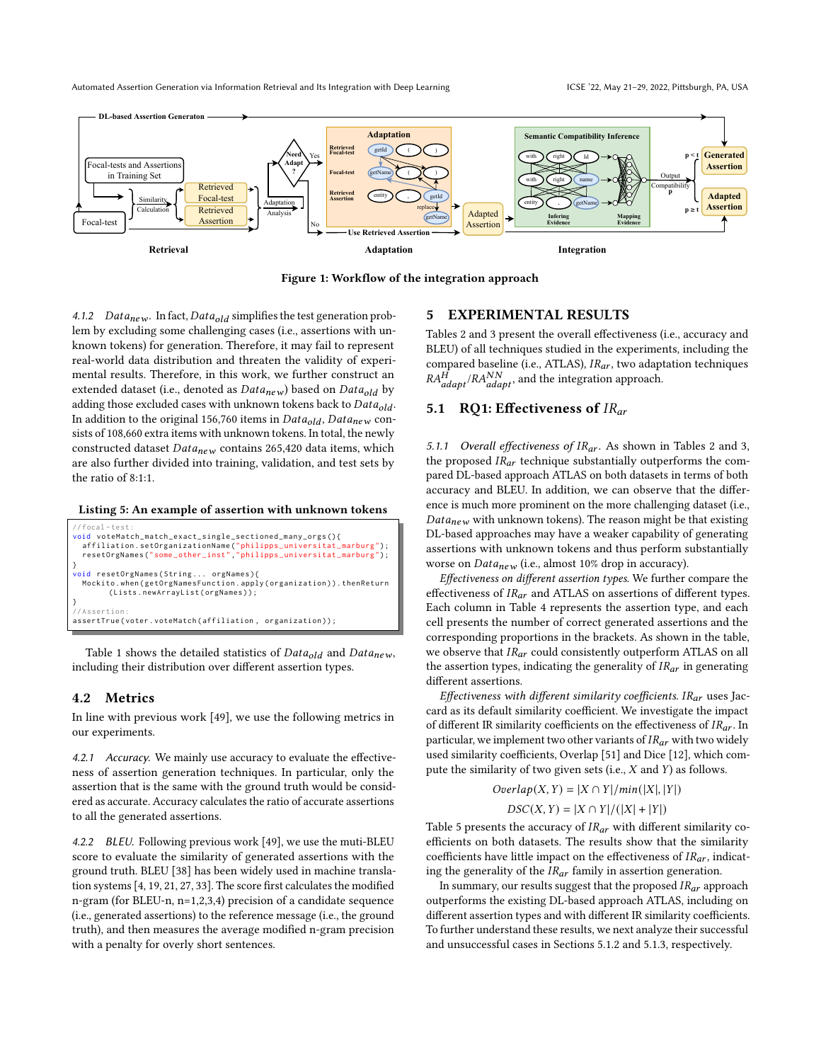Figure 1: Workflow of the integration approach

#### 4.1.2 $Data_{new}$.

In fact, $Data_{old}$ simplifies the test generation problem by excluding some challenging cases (i.e., assertions with unknown tokens) for generation. Therefore, it may fail to represent real-world data distribution and threaten the validity of experimental results. Therefore, in this work, we further construct an extended dataset (i.e., denoted as $Data_{new}$) based on $Data_{old}$ by adding those excluded cases with unknown tokens back to $Data_{old}$. In addition to the original 156,760 items in $Data_{old}$, $Data_{new}$ consists of 108,660 extra items with unknown tokens. In total, the newly constructed dataset $Data_{new}$ contains 265,420 data items, which are also further divided into training, validation, and test sets by the ratio of 8:1:1.

**Listing 5: An example of assertion with unknown tokens**

```
//focal-test:
void voteMatch_match_exact_single_sectioned_many_orgs(){
  affiliation.setOrganizationName("philipps_universitat_marburg");
  resetOrgNames("some_other_inst","philipps_universitat_marburg");
}
void resetOrgNames(String... orgNames){
  Mockito.when(getOrgNamesFunction.apply(organization)).thenReturn
       (Lists.newArrayList(orgNames));
}
//Assertion:
assertTrue(voter.voteMatch(affiliation, organization));
```

Table 1 shows the detailed statistics of $Data_{old}$ and $Data_{new}$, including their distribution over different assertion types.

### 4.2 Metrics

In line with previous work [49], we use the following metrics in our experiments.

#### 4.2.1 *Accuracy.*

We mainly use accuracy to evaluate the effectiveness of assertion generation techniques. In particular, only the assertion that is the same with the ground truth would be considered as accurate. Accuracy calculates the ratio of accurate assertions to all the generated assertions.

#### 4.2.2 *BLEU.*

Following previous work [49], we use the muti-BLEU score to evaluate the similarity of generated assertions with the ground truth. BLEU [38] has been widely used in machine translation systems [4, 19, 21, 27, 33]. The score first calculates the modified n-gram (for BLEU-n, n=1,2,3,4) precision of a candidate sequence (i.e., generated assertions) to the reference message (i.e., the ground truth), and then measures the average modified n-gram precision with a penalty for overly short sentences.

## 5 EXPERIMENTAL RESULTS

Tables 2 and 3 present the overall effectiveness (i.e., accuracy and BLEU) of all techniques studied in the experiments, including the compared baseline (i.e., ATLAS), $IR_{ar}$, two adaptation techniques $RA^{H}_{adapt}/RA^{NN}_{adapt}$, and the integration approach.

### 5.1 RQ1: Effectiveness of $IR_{ar}$

#### 5.1.1 *Overall effectiveness of $IR_{ar}$.*

As shown in Tables 2 and 3, the proposed $IR_{ar}$ technique substantially outperforms the compared baseline DL-based approach ATLAS on both datasets in terms of both accuracy and BLEU. In addition, we can observe that the difference is much more prominent on the more challenging dataset (i.e., $Data_{new}$ with unknown tokens). The reason might be that existing DL-based approaches may have a weaker capability of generating assertions with unknown tokens and thus perform substantially worse on $Data_{new}$ (i.e., almost 10% drop in accuracy).

*Effectiveness on different assertion types.* We further compare the effectiveness of $IR_{ar}$ and ATLAS on assertions of different types. Each column in Table 4 represents the assertion type, and each cell presents the number of correct generated assertions and the corresponding proportions in the brackets. As shown in the table, we observe that $IR_{ar}$ could consistently outperform ATLAS on all the assertion types, indicating the generality of $IR_{ar}$ in generating different assertions.

*Effectiveness with different similarity coefficients.* $IR_{ar}$ uses Jaccard as its default similarity coefficient. We investigate the impact of different IR similarity coefficients on the effectiveness of $IR_{ar}$. In particular, we implement two other variants of $IR_{ar}$ with two widely used similarity coefficients, Overlap [51] and Dice [12], which compute the similarity of two given sets (i.e., $X$ and $Y$) as follows.

$$Overlap(X, Y) = |X \cap Y|/min(|X|, |Y|)$$

$$DSC(X, Y) = |X \cap Y|/(|X| + |Y|)$$

Table 5 presents the accuracy of $IR_{ar}$ with different similarity coefficients on both datasets. The results show that the similarity coefficients have little impact on the effectiveness of $IR_{ar}$, indicating the generality of the $IR_{ar}$ family in assertion generation.

In summary, our results suggest that the proposed $IR_{ar}$ approach outperforms the existing DL-based approach ATLAS, including on different assertion types and with different IR similarity coefficients. To further understand these results, we next analyze their successful and unsuccessful cases in Sections 5.1.2 and 5.1.3, respectively.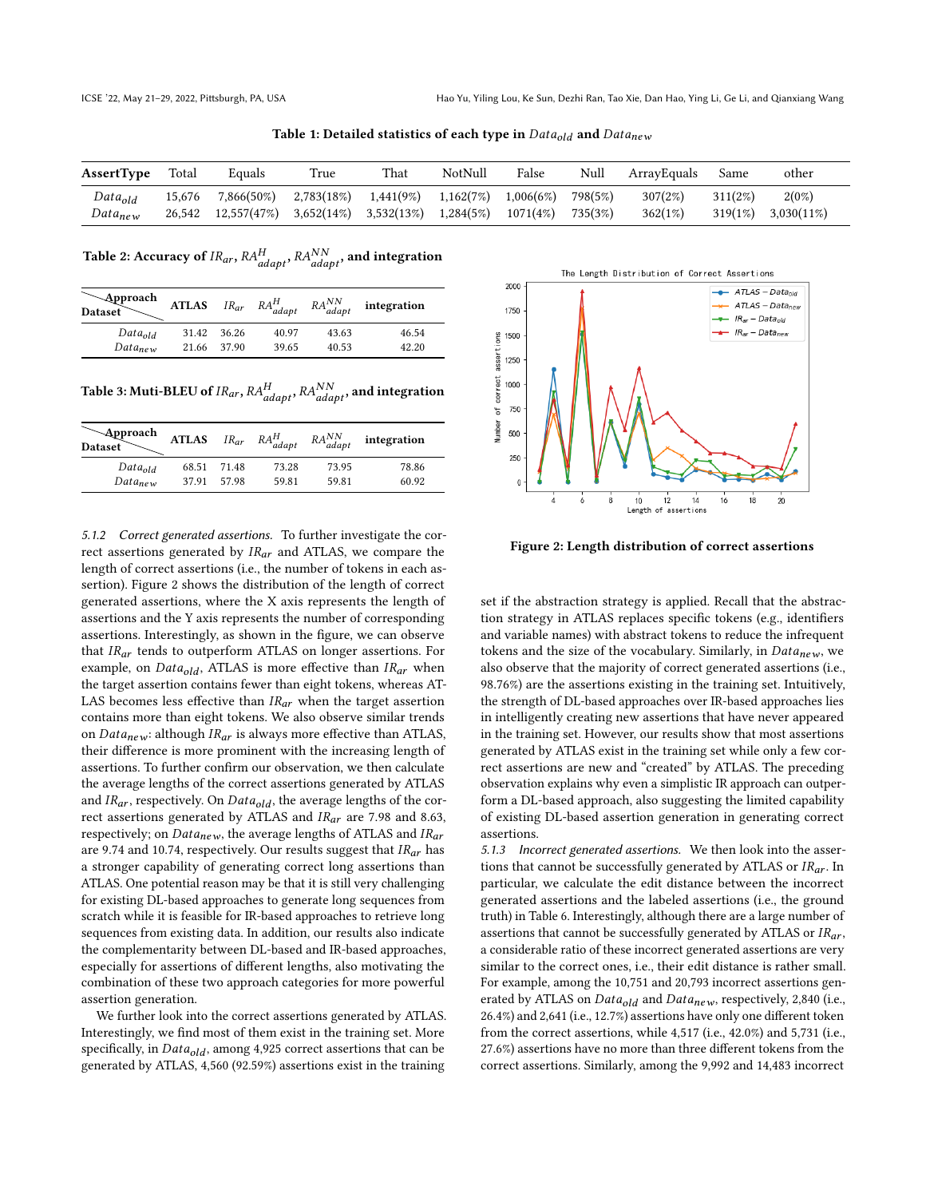**Table 1: Detailed statistics of each type in $Data_{old}$ and $Data_{new}$**

| AssertType | Total | Equals | True | That | NotNull | False | Null | ArrayEquals | Same | other |
|---|---|---|---|---|---|---|---|---|---|---|
| $Data_{old}$ | 15,676 | 7,866(50%) | 2,783(18%) | 1,441(9%) | 1,162(7%) | 1,006(6%) | 798(5%) | 307(2%) | 311(2%) | 2(0%) |
| $Data_{new}$ | 26,542 | 12,557(47%) | 3,652(14%) | 3,532(13%) | 1,284(5%) | 1071(4%) | 735(3%) | 362(1%) | 319(1%) | 3,030(11%) |

**Table 2: Accuracy of $IR_{ar}$, $RA^{H}_{adapt}$, $RA^{NN}_{adapt}$, and integration**

| Dataset \ Approach | ATLAS | $IR_{ar}$ | $RA^{H}_{adapt}$ | $RA^{NN}_{adapt}$ | integration |
|---|---|---|---|---|---|
| $Data_{old}$ | 31.42 | 36.26 | 40.97 | 43.63 | 46.54 |
| $Data_{new}$ | 21.66 | 37.90 | 39.65 | 40.53 | 42.20 |

**Table 3: Muti-BLEU of $IR_{ar}$, $RA^{H}_{adapt}$, $RA^{NN}_{adapt}$, and integration**

| Dataset \ Approach | ATLAS | $IR_{ar}$ | $RA^{H}_{adapt}$ | $RA^{NN}_{adapt}$ | integration |
|---|---|---|---|---|---|
| $Data_{old}$ | 68.51 | 71.48 | 73.28 | 73.95 | 78.86 |
| $Data_{new}$ | 37.91 | 57.98 | 59.81 | 59.81 | 60.92 |

*5.1.2 Correct generated assertions.* To further investigate the correct assertions generated by $IR_{ar}$ and ATLAS, we compare the length of correct assertions (i.e., the number of tokens in each assertion). Figure 2 shows the distribution of the length of correct generated assertions, where the X axis represents the length of assertions and the Y axis represents the number of corresponding assertions. Interestingly, as shown in the figure, we can observe that $IR_{ar}$ tends to outperform ATLAS on longer assertions. For example, on $Data_{old}$, ATLAS is more effective than $IR_{ar}$ when the target assertion contains fewer than eight tokens, whereas ATLAS becomes less effective than $IR_{ar}$ when the target assertion contains more than eight tokens. We also observe similar trends on $Data_{new}$: although $IR_{ar}$ is always more effective than ATLAS, their difference is more prominent with the increasing length of assertions. To further confirm our observation, we then calculate the average lengths of the correct assertions generated by ATLAS and $IR_{ar}$, respectively. On $Data_{old}$, the average lengths of the correct assertions generated by ATLAS and $IR_{ar}$ are 7.98 and 8.63, respectively; on $Data_{new}$, the average lengths of ATLAS and $IR_{ar}$ are 9.74 and 10.74, respectively. Our results suggest that $IR_{ar}$ has a stronger capability of generating correct long assertions than ATLAS. One potential reason may be that it is still very challenging for existing DL-based approaches to generate long sequences from scratch while it is feasible for IR-based approaches to retrieve long sequences from existing data. In addition, our results also indicate the complementarity between DL-based and IR-based approaches, especially for assertions of different lengths, also motivating the combination of these two approach categories for more powerful assertion generation.

We further look into the correct assertions generated by ATLAS. Interestingly, we find most of them exist in the training set. More specifically, in $Data_{old}$, among 4,925 correct assertions that can be generated by ATLAS, 4,560 (92.59%) assertions exist in the training set if the abstraction strategy is applied. Recall that the abstraction strategy in ATLAS replaces specific tokens (e.g., identifiers and variable names) with abstract tokens to reduce the infrequent tokens and the size of the vocabulary. Similarly, in $Data_{new}$, we also observe that the majority of correct generated assertions (i.e., 98.76%) are the assertions existing in the training set. Intuitively, the strength of DL-based approaches over IR-based approaches lies in intelligently creating new assertions that have never appeared in the training set. However, our results show that most assertions generated by ATLAS exist in the training set while only a few correct assertions are new and "created" by ATLAS. The preceding observation explains why even a simplistic IR approach can outperform a DL-based approach, also suggesting the limited capability of existing DL-based assertion generation in generating correct assertions.

Figure 2: Length distribution of correct assertions

*5.1.3 Incorrect generated assertions.* We then look into the assertions that cannot be successfully generated by ATLAS or $IR_{ar}$. In particular, we calculate the edit distance between the incorrect generated assertions and the labeled assertions (i.e., the ground truth) in Table 6. Interestingly, although there are a large number of assertions that cannot be successfully generated by ATLAS or $IR_{ar}$, a considerable ratio of these incorrect generated assertions are very similar to the correct ones, i.e., their edit distance is rather small. For example, among the 10,751 and 20,793 incorrect assertions generated by ATLAS on $Data_{old}$ and $Data_{new}$, respectively, 2,840 (i.e., 26.4%) and 2,641 (i.e., 12.7%) assertions have only one different token from the correct assertions, while 4,517 (i.e., 42.0%) and 5,731 (i.e., 27.6%) assertions have no more than three different tokens from the correct assertions. Similarly, among the 9,992 and 14,483 incorrect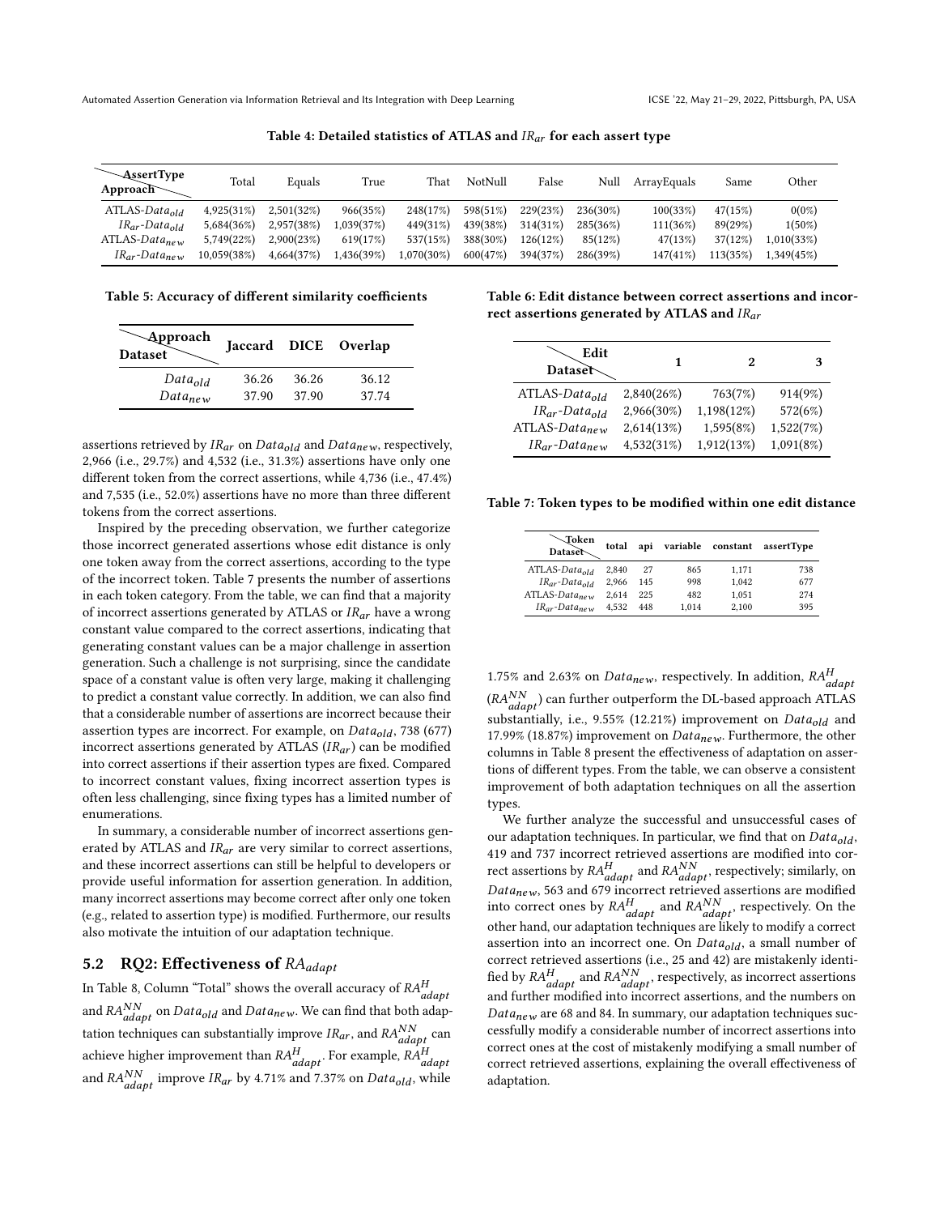Table 4: Detailed statistics of ATLAS and $IR_{ar}$ for each assert type

| Approach \ AssertType | Total | Equals | True | That | NotNull | False | Null | ArrayEquals | Same | Other |
|---|---|---|---|---|---|---|---|---|---|---|
| ATLAS-$Data_{old}$ | 4,925(31%) | 2,501(32%) | 966(35%) | 248(17%) | 598(51%) | 229(23%) | 236(30%) | 100(33%) | 47(15%) | 0(0%) |
| $IR_{ar}$-$Data_{old}$ | 5,684(36%) | 2,957(38%) | 1,039(37%) | 449(31%) | 439(38%) | 314(31%) | 285(36%) | 111(36%) | 89(29%) | 1(50%) |
| ATLAS-$Data_{new}$ | 5,749(22%) | 2,900(23%) | 619(17%) | 537(15%) | 388(30%) | 126(12%) | 85(12%) | 47(13%) | 37(12%) | 1,010(33%) |
| $IR_{ar}$-$Data_{new}$ | 10,059(38%) | 4,664(37%) | 1,436(39%) | 1,070(30%) | 600(47%) | 394(37%) | 286(39%) | 147(41%) | 113(35%) | 1,349(45%) |

Table 5: Accuracy of different similarity coefficients

| Dataset \ Approach | Jaccard | DICE | Overlap |
|---|---|---|---|
| $Data_{old}$ | 36.26 | 36.26 | 36.12 |
| $Data_{new}$ | 37.90 | 37.90 | 37.74 |

assertions retrieved by $IR_{ar}$ on $Data_{old}$ and $Data_{new}$, respectively, 2,966 (i.e., 29.7%) and 4,532 (i.e., 31.3%) assertions have only one different token from the correct assertions, while 4,736 (i.e., 47.4%) and 7,535 (i.e., 52.0%) assertions have no more than three different tokens from the correct assertions.

Inspired by the preceding observation, we further categorize those incorrect generated assertions whose edit distance is only one token away from the correct assertions, according to the type of the incorrect token. Table 7 presents the number of assertions in each token category. From the table, we can find that a majority of incorrect assertions generated by ATLAS or $IR_{ar}$ have a wrong constant value compared to the correct assertions, indicating that generating constant values can be a major challenge in assertion generation. Such a challenge is not surprising, since the candidate space of a constant value is often very large, making it challenging to predict a constant value correctly. In addition, we can also find that a considerable number of assertions are incorrect because their assertion types are incorrect. For example, on $Data_{old}$, 738 (677) incorrect assertions generated by ATLAS ($IR_{ar}$) can be modified into correct assertions if their assertion types are fixed. Compared to incorrect constant values, fixing incorrect assertion types is often less challenging, since fixing types has a limited number of enumerations.

In summary, a considerable number of incorrect assertions generated by ATLAS and $IR_{ar}$ are very similar to correct assertions, and these incorrect assertions can still be helpful to developers or provide useful information for assertion generation. In addition, many incorrect assertions may become correct after only one token (e.g., related to assertion type) is modified. Furthermore, our results also motivate the intuition of our adaptation technique.

## 5.2 RQ2: Effectiveness of $RA_{adapt}$

In Table 8, Column "Total" shows the overall accuracy of $RA^{H}_{adapt}$ and $RA^{NN}_{adapt}$ on $Data_{old}$ and $Data_{new}$. We can find that both adaptation techniques can substantially improve $IR_{ar}$, and $RA^{NN}_{adapt}$ can achieve higher improvement than $RA^{H}_{adapt}$. For example, $RA^{H}_{adapt}$ and $RA^{NN}_{adapt}$ improve $IR_{ar}$ by 4.71% and 7.37% on $Data_{old}$, while

Table 6: Edit distance between correct assertions and incorrect assertions generated by ATLAS and $IR_{ar}$

| Dataset \ Edit | 1 | 2 | 3 |
|---|---|---|---|
| ATLAS-$Data_{old}$ | 2,840(26%) | 763(7%) | 914(9%) |
| $IR_{ar}$-$Data_{old}$ | 2,966(30%) | 1,198(12%) | 572(6%) |
| ATLAS-$Data_{new}$ | 2,614(13%) | 1,595(8%) | 1,522(7%) |
| $IR_{ar}$-$Data_{new}$ | 4,532(31%) | 1,912(13%) | 1,091(8%) |

Table 7: Token types to be modified within one edit distance

| Dataset \ Token | total | api | variable | constant | assertType |
|---|---|---|---|---|---|
| ATLAS-$Data_{old}$ | 2,840 | 27 | 865 | 1,171 | 738 |
| $IR_{ar}$-$Data_{old}$ | 2,966 | 145 | 998 | 1,042 | 677 |
| ATLAS-$Data_{new}$ | 2,614 | 225 | 482 | 1,051 | 274 |
| $IR_{ar}$-$Data_{new}$ | 4,532 | 448 | 1,014 | 2,100 | 395 |

1.75% and 2.63% on $Data_{new}$, respectively. In addition, $RA^{H}_{adapt}$ ($RA^{NN}_{adapt}$) can further outperform the DL-based approach ATLAS substantially, i.e., 9.55% (12.21%) improvement on $Data_{old}$ and 17.99% (18.87%) improvement on $Data_{new}$. Furthermore, the other columns in Table 8 present the effectiveness of adaptation on assertions of different types. From the table, we can observe a consistent improvement of both adaptation techniques on all the assertion types.

We further analyze the successful and unsuccessful cases of our adaptation techniques. In particular, we find that on $Data_{old}$, 419 and 737 incorrect retrieved assertions are modified into correct assertions by $RA^{H}_{adapt}$ and $RA^{NN}_{adapt}$, respectively; similarly, on $Data_{new}$, 563 and 679 incorrect retrieved assertions are modified into correct ones by $RA^{H}_{adapt}$ and $RA^{NN}_{adapt}$, respectively. On the other hand, our adaptation techniques are likely to modify a correct assertion into an incorrect one. On $Data_{old}$, a small number of correct retrieved assertions (i.e., 25 and 42) are mistakenly identified by $RA^{H}_{adapt}$ and $RA^{NN}_{adapt}$, respectively, as incorrect assertions and further modified into incorrect assertions, and the numbers on $Data_{new}$ are 68 and 84. In summary, our adaptation techniques successfully modify a considerable number of incorrect assertions into correct ones at the cost of mistakenly modifying a small number of correct retrieved assertions, explaining the overall effectiveness of adaptation.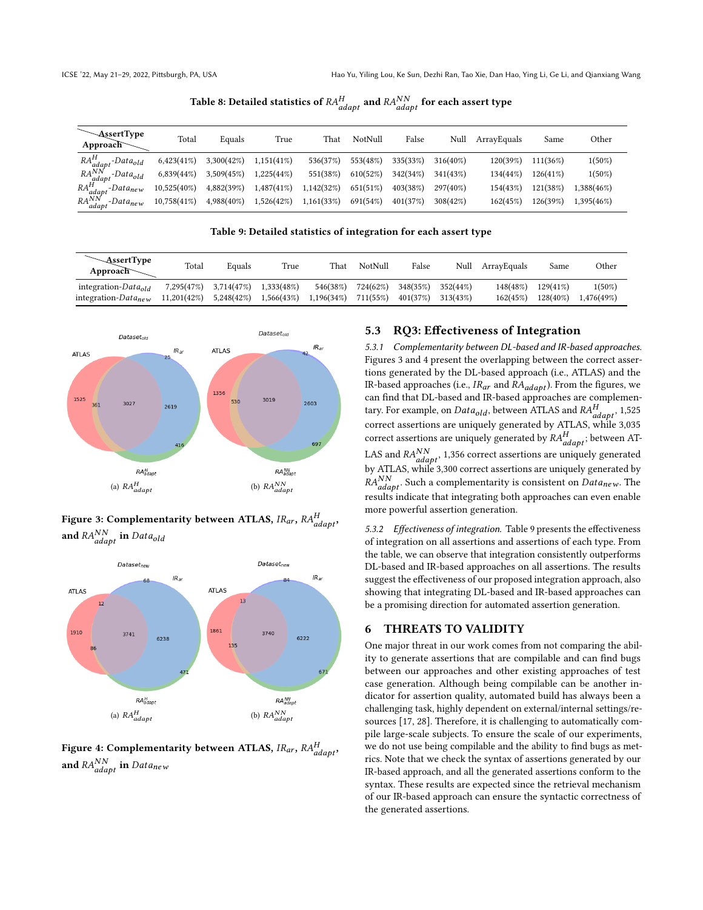Table 8: Detailed statistics of $RA_{adapt}^{H}$ and $RA_{adapt}^{NN}$ for each assert type

| AssertType / Approach | Total | Equals | True | That | NotNull | False | Null | ArrayEquals | Same | Other |
|---|---|---|---|---|---|---|---|---|---|---|
| $RA_{adapt}^{H}$-$Data_{old}$ | 6,423(41%) | 3,300(42%) | 1,151(41%) | 536(37%) | 553(48%) | 335(33%) | 316(40%) | 120(39%) | 111(36%) | 1(50%) |
| $RA_{adapt}^{NN}$-$Data_{old}$ | 6,839(44%) | 3,509(45%) | 1,225(44%) | 551(38%) | 610(52%) | 342(34%) | 341(43%) | 134(44%) | 126(41%) | 1(50%) |
| $RA_{adapt}^{H}$-$Data_{new}$ | 10,525(40%) | 4,882(39%) | 1,487(41%) | 1,142(32%) | 651(51%) | 403(38%) | 297(40%) | 154(43%) | 121(38%) | 1,388(46%) |
| $RA_{adapt}^{NN}$-$Data_{new}$ | 10,758(41%) | 4,988(40%) | 1,526(42%) | 1,161(33%) | 691(54%) | 401(37%) | 308(42%) | 162(45%) | 126(39%) | 1,395(46%) |

Table 9: Detailed statistics of integration for each assert type

| AssertType / Approach | Total | Equals | True | That | NotNull | False | Null | ArrayEquals | Same | Other |
|---|---|---|---|---|---|---|---|---|---|---|
| integration-$Data_{old}$ | 7,295(47%) | 3,714(47%) | 1,333(48%) | 546(38%) | 724(62%) | 348(35%) | 352(44%) | 148(48%) | 129(41%) | 1(50%) |
| integration-$Data_{new}$ | 11,201(42%) | 5,248(42%) | 1,566(43%) | 1,196(34%) | 711(55%) | 401(37%) | 313(43%) | 162(45%) | 128(40%) | 1,476(49%) |

(a) $RA_{adapt}^{H}$ (b) $RA_{adapt}^{NN}$

Figure 3: Complementarity between ATLAS, $IR_{ar}$, $RA_{adapt}^{H}$, and $RA_{adapt}^{NN}$ in $Data_{old}$

(a) $RA_{adapt}^{H}$ (b) $RA_{adapt}^{NN}$

Figure 4: Complementarity between ATLAS, $IR_{ar}$, $RA_{adapt}^{H}$, and $RA_{adapt}^{NN}$ in $Data_{new}$

## 5.3 RQ3: Effectiveness of Integration

*5.3.1 Complementarity between DL-based and IR-based approaches.* Figures 3 and 4 present the overlapping between the correct assertions generated by the DL-based approach (i.e., ATLAS) and the IR-based approaches (i.e., $IR_{ar}$ and $RA_{adapt}$). From the figures, we can find that DL-based and IR-based approaches are complementary. For example, on $Data_{old}$, between ATLAS and $RA_{adapt}^{H}$, 1,525 correct assertions are uniquely generated by ATLAS, while 3,035 correct assertions are uniquely generated by $RA_{adapt}^{H}$; between ATLAS and $RA_{adapt}^{NN}$, 1,356 correct assertions are uniquely generated by ATLAS, while 3,300 correct assertions are uniquely generated by $RA_{adapt}^{NN}$. Such a complementarity is consistent on $Data_{new}$. The results indicate that integrating both approaches can even enable more powerful assertion generation.

*5.3.2 Effectiveness of integration.* Table 9 presents the effectiveness of integration on all assertions and assertions of each type. From the table, we can observe that integration consistently outperforms DL-based and IR-based approaches on all assertions. The results suggest the effectiveness of our proposed integration approach, also showing that integrating DL-based and IR-based approaches can be a promising direction for automated assertion generation.

# 6 THREATS TO VALIDITY

One major threat in our work comes from not comparing the ability to generate assertions that are compilable and can find bugs between our approaches and other existing approaches of test case generation. Although being compilable can be another indicator for assertion quality, automated build has always been a challenging task, highly dependent on external/internal settings/resources [17, 28]. Therefore, it is challenging to automatically compile large-scale subjects. To ensure the scale of our experiments, we do not use being compilable and the ability to find bugs as metrics. Note that we check the syntax of assertions generated by our IR-based approach, and all the generated assertions conform to the syntax. These results are expected since the retrieval mechanism of our IR-based approach can ensure the syntactic correctness of the generated assertions.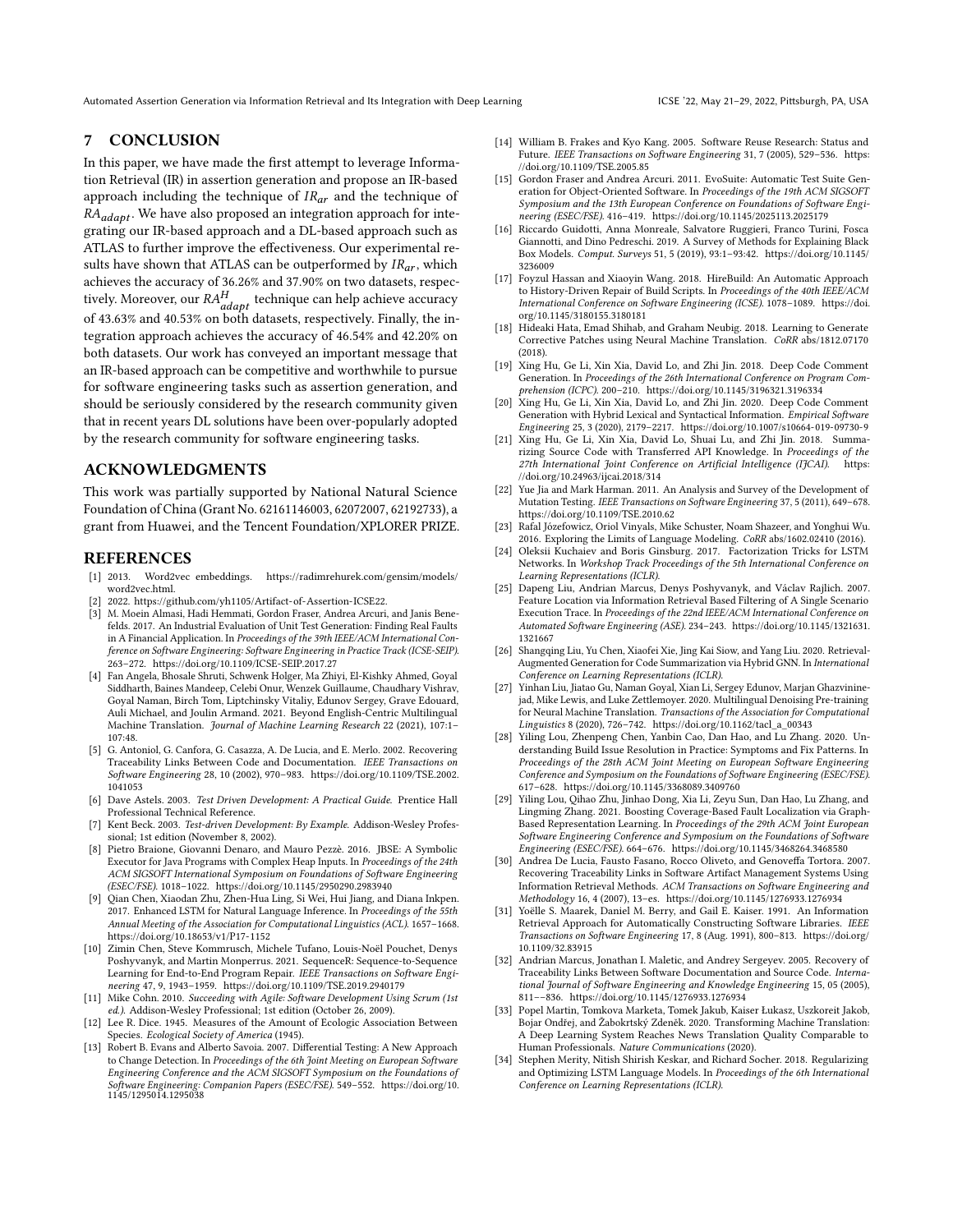## 7 CONCLUSION

In this paper, we have made the first attempt to leverage Information Retrieval (IR) in assertion generation and propose an IR-based approach including the technique of $IR_{ar}$ and the technique of $RA_{adapt}$. We have also proposed an integration approach for integrating our IR-based approach and a DL-based approach such as ATLAS to further improve the effectiveness. Our experimental results have shown that ATLAS can be outperformed by $IR_{ar}$, which achieves the accuracy of 36.26% and 37.90% on two datasets, respectively. Moreover, our $RA^{H}_{adapt}$ technique can help achieve accuracy of 43.63% and 40.53% on both datasets, respectively. Finally, the integration approach achieves the accuracy of 46.54% and 42.20% on both datasets. Our work has conveyed an important message that an IR-based approach can be competitive and worthwhile to pursue for software engineering tasks such as assertion generation, and should be seriously considered by the research community given that in recent years DL solutions have been over-popularly adopted by the research community for software engineering tasks.

## ACKNOWLEDGMENTS

This work was partially supported by National Natural Science Foundation of China (Grant No. 62161146003, 62072007, 62192733), a grant from Huawei, and the Tencent Foundation/XPLORER PRIZE.

## REFERENCES

- [1] 2013. Word2vec embeddings. https://radimrehurek.com/gensim/models/word2vec.html.
- [2] 2022. https://github.com/yh1105/Artifact-of-Assertion-ICSE22.
- [3] M. Moein Almasi, Hadi Hemmati, Gordon Fraser, Andrea Arcuri, and Janis Benefelds. 2017. An Industrial Evaluation of Unit Test Generation: Finding Real Faults in A Financial Application. In *Proceedings of the 39th IEEE/ACM International Conference on Software Engineering: Software Engineering in Practice Track (ICSE-SEIP)*. 263–272. https://doi.org/10.1109/ICSE-SEIP.2017.27
- [4] Fan Angela, Bhosale Shruti, Schwenk Holger, Ma Zhiyi, El-Kishky Ahmed, Goyal Siddharth, Baines Mandeep, Celebi Onur, Wenzek Guillaume, Chaudhary Vishrav, Goyal Naman, Birch Tom, Liptchinsky Vitaliy, Edunov Sergey, Grave Edouard, Auli Michael, and Joulin Armand. 2021. Beyond English-Centric Multilingual Machine Translation. *Journal of Machine Learning Research* 22 (2021), 107:1–107:48.
- [5] G. Antoniol, G. Canfora, G. Casazza, A. De Lucia, and E. Merlo. 2002. Recovering Traceability Links Between Code and Documentation. *IEEE Transactions on Software Engineering* 28, 10 (2002), 970–983. https://doi.org/10.1109/TSE.2002.1041053
- [6] Dave Astels. 2003. *Test Driven Development: A Practical Guide.* Prentice Hall Professional Technical Reference.
- [7] Kent Beck. 2003. *Test-driven Development: By Example.* Addison-Wesley Professional; 1st edition (November 8, 2002).
- [8] Pietro Braione, Giovanni Denaro, and Mauro Pezzè. 2016. JBSE: A Symbolic Executor for Java Programs with Complex Heap Inputs. In *Proceedings of the 24th ACM SIGSOFT International Symposium on Foundations of Software Engineering (ESEC/FSE)*. 1018–1022. https://doi.org/10.1145/2950290.2983940
- [9] Qian Chen, Xiaodan Zhu, Zhen-Hua Ling, Si Wei, Hui Jiang, and Diana Inkpen. 2017. Enhanced LSTM for Natural Language Inference. In *Proceedings of the 55th Annual Meeting of the Association for Computational Linguistics (ACL)*. 1657–1668. https://doi.org/10.18653/v1/P17-1152
- [10] Zimin Chen, Steve Kommrusch, Michele Tufano, Louis-Noël Pouchet, Denys Poshyvanyk, and Martin Monperrus. 2021. SequenceR: Sequence-to-Sequence Learning for End-to-End Program Repair. *IEEE Transactions on Software Engineering* 47, 9, 1943–1959. https://doi.org/10.1109/TSE.2019.2940179
- [11] Mike Cohn. 2010. *Succeeding with Agile: Software Development Using Scrum (1st ed.).* Addison-Wesley Professional; 1st edition (October 26, 2009).
- [12] Lee R. Dice. 1945. Measures of the Amount of Ecologic Association Between Species. *Ecological Society of America* (1945).
- [13] Robert B. Evans and Alberto Savoia. 2007. Differential Testing: A New Approach to Change Detection. In *Proceedings of the 6th Joint Meeting on European Software Engineering Conference and the ACM SIGSOFT Symposium on the Foundations of Software Engineering: Companion Papers (ESEC/FSE)*. 549–552. https://doi.org/10.1145/1295014.1295038
- [14] William B. Frakes and Kyo Kang. 2005. Software Reuse Research: Status and Future. *IEEE Transactions on Software Engineering* 31, 7 (2005), 529–536. https://doi.org/10.1109/TSE.2005.85
- [15] Gordon Fraser and Andrea Arcuri. 2011. EvoSuite: Automatic Test Suite Generation for Object-Oriented Software. In *Proceedings of the 19th ACM SIGSOFT Symposium and the 13th European Conference on Foundations of Software Engineering (ESEC/FSE)*. 416–419. https://doi.org/10.1145/2025113.2025179
- [16] Riccardo Guidotti, Anna Monreale, Salvatore Ruggieri, Franco Turini, Fosca Giannotti, and Dino Pedreschi. 2019. A Survey of Methods for Explaining Black Box Models. *Comput. Surveys* 51, 5 (2019), 93:1–93:42. https://doi.org/10.1145/3236009
- [17] Foyzul Hassan and Xiaoyin Wang. 2018. HireBuild: An Automatic Approach to History-Driven Repair of Build Scripts. In *Proceedings of the 40th IEEE/ACM International Conference on Software Engineering (ICSE)*. 1078–1089. https://doi.org/10.1145/3180155.3180181
- [18] Hideaki Hata, Emad Shihab, and Graham Neubig. 2018. Learning to Generate Corrective Patches using Neural Machine Translation. *CoRR* abs/1812.07170 (2018).
- [19] Xing Hu, Ge Li, Xin Xia, David Lo, and Zhi Jin. 2018. Deep Code Comment Generation. In *Proceedings of the 26th International Conference on Program Comprehension (ICPC)*. 200–210. https://doi.org/10.1145/3196321.3196334
- [20] Xing Hu, Ge Li, Xin Xia, David Lo, and Zhi Jin. 2020. Deep Code Comment Generation with Hybrid Lexical and Syntactical Information. *Empirical Software Engineering* 25, 3 (2020), 2179–2217. https://doi.org/10.1007/s10664-019-09730-9
- [21] Xing Hu, Ge Li, Xin Xia, David Lo, Shuai Lu, and Zhi Jin. 2018. Summarizing Source Code with Transferred API Knowledge. In *Proceedings of the 27th International Joint Conference on Artificial Intelligence (IJCAI)*. https://doi.org/10.24963/ijcai.2018/314
- [22] Yue Jia and Mark Harman. 2011. An Analysis and Survey of the Development of Mutation Testing. *IEEE Transactions on Software Engineering* 37, 5 (2011), 649–678. https://doi.org/10.1109/TSE.2010.62
- [23] Rafal Józefowicz, Oriol Vinyals, Mike Schuster, Noam Shazeer, and Yonghui Wu. 2016. Exploring the Limits of Language Modeling. *CoRR* abs/1602.02410 (2016).
- [24] Oleksii Kuchaiev and Boris Ginsburg. 2017. Factorization Tricks for LSTM Networks. In *Workshop Track Proceedings of the 5th International Conference on Learning Representations (ICLR)*.
- [25] Dapeng Liu, Andrian Marcus, Denys Poshyvanyk, and Václav Rajlich. 2007. Feature Location via Information Retrieval Based Filtering of A Single Scenario Execution Trace. In *Proceedings of the 22nd IEEE/ACM International Conference on Automated Software Engineering (ASE)*. 234–243. https://doi.org/10.1145/1321631.1321667
- [26] Shangqing Liu, Yu Chen, Xiaofei Xie, Jing Kai Siow, and Yang Liu. 2020. Retrieval-Augmented Generation for Code Summarization via Hybrid GNN. In *International Conference on Learning Representations (ICLR)*.
- [27] Yinhan Liu, Jiatao Gu, Naman Goyal, Xian Li, Sergey Edunov, Marjan Ghazvininejad, Mike Lewis, and Luke Zettlemoyer. 2020. Multilingual Denoising Pre-training for Neural Machine Translation. *Transactions of the Association for Computational Linguistics* 8 (2020), 726–742. https://doi.org/10.1162/tacl_a_00343
- [28] Yiling Lou, Zhenpeng Chen, Yanbin Cao, Dan Hao, and Lu Zhang. 2020. Understanding Build Issue Resolution in Practice: Symptoms and Fix Patterns. In *Proceedings of the 28th ACM Joint Meeting on European Software Engineering Conference and Symposium on the Foundations of Software Engineering (ESEC/FSE)*. 617–628. https://doi.org/10.1145/3368089.3409760
- [29] Yiling Lou, Qihao Zhu, Jinhao Dong, Xia Li, Zeyu Sun, Dan Hao, Lu Zhang, and Lingming Zhang. 2021. Boosting Coverage-Based Fault Localization via Graph-Based Representation Learning. In *Proceedings of the 29th ACM Joint European Software Engineering Conference and Symposium on the Foundations of Software Engineering (ESEC/FSE)*. 664–676. https://doi.org/10.1145/3468264.3468580
- [30] Andrea De Lucia, Fausto Fasano, Rocco Oliveto, and Genoveffa Tortora. 2007. Recovering Traceability Links in Software Artifact Management Systems Using Information Retrieval Methods. *ACM Transactions on Software Engineering and Methodology* 16, 4 (2007), 13–es. https://doi.org/10.1145/1276933.1276934
- [31] Yoëlle S. Maarek, Daniel M. Berry, and Gail E. Kaiser. 1991. An Information Retrieval Approach for Automatically Constructing Software Libraries. *IEEE Transactions on Software Engineering* 17, 8 (Aug. 1991), 800–813. https://doi.org/10.1109/32.83915
- [32] Andrian Marcus, Jonathan I. Maletic, and Andrey Sergeyev. 2005. Recovery of Traceability Links Between Software Documentation and Source Code. *International Journal of Software Engineering and Knowledge Engineering* 15, 05 (2005), 811––836. https://doi.org/10.1145/1276933.1276934
- [33] Popel Martin, Tomkova Marketa, Tomek Jakub, Kaiser Łukasz, Uszkoreit Jakob, Bojar Ondřej, and Žabokrtský Zdeněk. 2020. Transforming Machine Translation: A Deep Learning System Reaches News Translation Quality Comparable to Human Professionals. *Nature Communications* (2020).
- [34] Stephen Merity, Nitish Shirish Keskar, and Richard Socher. 2018. Regularizing and Optimizing LSTM Language Models. In *Proceedings of the 6th International Conference on Learning Representations (ICLR)*.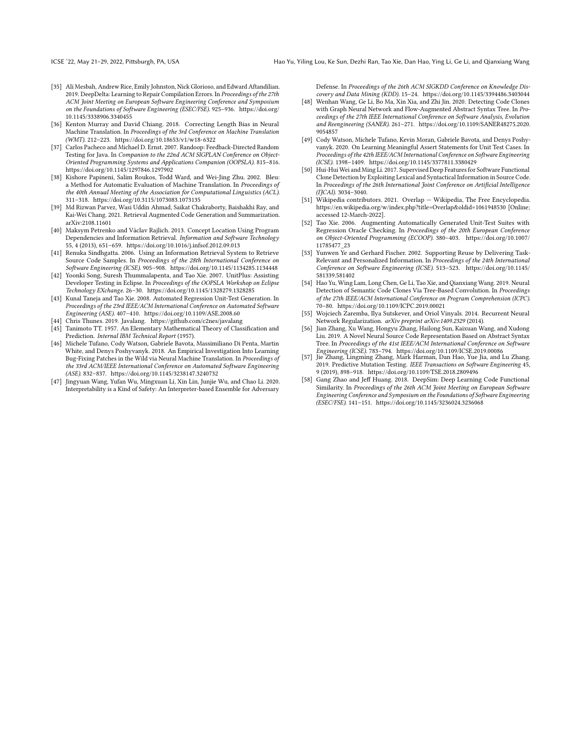- [35] Ali Mesbah, Andrew Rice, Emily Johnston, Nick Glorioso, and Edward Aftandilian. 2019. DeepDelta: Learning to Repair Compilation Errors. In *Proceedings of the 27th ACM Joint Meeting on European Software Engineering Conference and Symposium on the Foundations of Software Engineering (ESEC/FSE)*. 925–936. https://doi.org/10.1145/3338906.3340455
- [36] Kenton Murray and David Chiang. 2018. Correcting Length Bias in Neural Machine Translation. In *Proceedings of the 3rd Conference on Machine Translation (WMT)*. 212–223. https://doi.org/10.18653/v1/w18-6322
- [37] Carlos Pacheco and Michael D. Ernst. 2007. Randoop: Feedback-Directed Random Testing for Java. In *Companion to the 22nd ACM SIGPLAN Conference on Object-Oriented Programming Systems and Applications Companion (OOPSLA)*. 815–816. https://doi.org/10.1145/1297846.1297902
- [38] Kishore Papineni, Salim Roukos, Todd Ward, and Wei-Jing Zhu. 2002. Bleu: a Method for Automatic Evaluation of Machine Translation. In *Proceedings of the 40th Annual Meeting of the Association for Computational Linguistics (ACL)*. 311–318. https://doi.org/10.3115/1073083.1073135
- [39] Md Rizwan Parvez, Wasi Uddin Ahmad, Saikat Chakraborty, Baishakhi Ray, and Kai-Wei Chang. 2021. Retrieval Augmented Code Generation and Summarization. arXiv:2108.11601
- [40] Maksym Petrenko and Václav Rajlich. 2013. Concept Location Using Program Dependencies and Information Retrieval. *Information and Software Technology* 55, 4 (2013), 651–659. https://doi.org/10.1016/j.infsof.2012.09.013
- [41] Renuka Sindhgatta. 2006. Using an Information Retrieval System to Retrieve Source Code Samples. In *Proceedings of the 28th International Conference on Software Engineering (ICSE)*. 905–908. https://doi.org/10.1145/1134285.1134448
- [42] Yoonki Song, Suresh Thummalapenta, and Tao Xie. 2007. UnitPlus: Assisting Developer Testing in Eclipse. In *Proceedings of the OOPSLA Workshop on Eclipse Technology EXchange*. 26–30. https://doi.org/10.1145/1328279.1328285
- [43] Kunal Taneja and Tao Xie. 2008. Automated Regression Unit-Test Generation. In *Proceedings of the 23rd IEEE/ACM International Conference on Automated Software Engineering (ASE)*. 407–410. https://doi.org/10.1109/ASE.2008.60
- [44] Chris Thunes. 2019. Javalang. https://github.com/c2nes/javalang
- [45] Tanimoto TT. 1957. An Elementary Mathematical Theory of Classification and Prediction. *Internal IBM Technical Report* (1957).
- [46] Michele Tufano, Cody Watson, Gabriele Bavota, Massimiliano Di Penta, Martin White, and Denys Poshyvanyk. 2018. An Empirical Investigation Into Learning Bug-Fixing Patches in the Wild via Neural Machine Translation. In *Proceedings of the 33rd ACM/IEEE International Conference on Automated Software Engineering (ASE)*. 832–837. https://doi.org/10.1145/3238147.3240732
- [47] Jingyuan Wang, Yufan Wu, Mingxuan Li, Xin Lin, Junjie Wu, and Chao Li. 2020. Interpretability is a Kind of Safety: An Interpreter-based Ensemble for Adversary Defense. In *Proceedings of the 26th ACM SIGKDD Conference on Knowledge Discovery and Data Mining (KDD)*. 15–24. https://doi.org/10.1145/3394486.3403044
- [48] Wenhan Wang, Ge Li, Bo Ma, Xin Xia, and Zhi Jin. 2020. Detecting Code Clones with Graph Neural Network and Flow-Augmented Abstract Syntax Tree. In *Proceedings of the 27th IEEE International Conference on Software Analysis, Evolution and Reengineering (SANER)*. 261–271. https://doi.org/10.1109/SANER48275.2020.9054857
- [49] Cody Watson, Michele Tufano, Kevin Moran, Gabriele Bavota, and Denys Poshyvanyk. 2020. On Learning Meaningful Assert Statements for Unit Test Cases. In *Proceedings of the 42th IEEE/ACM International Conference on Software Engineering (ICSE)*. 1398–1409. https://doi.org/10.1145/3377811.3380429
- [50] Hui-Hui Wei and Ming Li. 2017. Supervised Deep Features for Software Functional Clone Detection by Exploiting Lexical and Syntactical Information in Source Code. In *Proceedings of the 26th International Joint Conference on Artificial Intelligence (IJCAI)*. 3034–3040.
- [51] Wikipedia contributors. 2021. Overlap — Wikipedia, The Free Encyclopedia. https://en.wikipedia.org/w/index.php?title=Overlap&oldid=1061948530 [Online; accessed 12-March-2022].
- [52] Tao Xie. 2006. Augmenting Automatically Generated Unit-Test Suites with Regression Oracle Checking. In *Proceedings of the 20th European Conference on Object-Oriented Programming (ECOOP)*. 380–403. https://doi.org/10.1007/11785477_23
- [53] Yunwen Ye and Gerhard Fischer. 2002. Supporting Reuse by Delivering Task-Relevant and Personalized Information. In *Proceedings of the 24th International Conference on Software Engineering (ICSE)*. 513–523. https://doi.org/10.1145/581339.581402
- [54] Hao Yu, Wing Lam, Long Chen, Ge Li, Tao Xie, and Qianxiang Wang. 2019. Neural Detection of Semantic Code Clones Via Tree-Based Convolution. In *Proceedings of the 27th IEEE/ACM International Conference on Program Comprehension (ICPC)*. 70–80. https://doi.org/10.1109/ICPC.2019.00021
- [55] Wojciech Zaremba, Ilya Sutskever, and Oriol Vinyals. 2014. Recurrent Neural Network Regularization. *arXiv preprint arXiv:1409.2329* (2014).
- [56] Jian Zhang, Xu Wang, Hongyu Zhang, Hailong Sun, Kaixuan Wang, and Xudong Liu. 2019. A Novel Neural Source Code Representation Based on Abstract Syntax Tree. In *Proceedings of the 41st IEEE/ACM International Conference on Software Engineering (ICSE)*. 783–794. https://doi.org/10.1109/ICSE.2019.00086
- [57] Jie Zhang, Lingming Zhang, Mark Harman, Dan Hao, Yue Jia, and Lu Zhang. 2019. Predictive Mutation Testing. *IEEE Transactions on Software Engineering* 45, 9 (2019), 898–918. https://doi.org/10.1109/TSE.2018.2809496
- [58] Gang Zhao and Jeff Huang. 2018. DeepSim: Deep Learning Code Functional Similarity. In *Proceedings of the 26th ACM Joint Meeting on European Software Engineering Conference and Symposium on the Foundations of Software Engineering (ESEC/FSE)*. 141–151. https://doi.org/10.1145/3236024.3236068